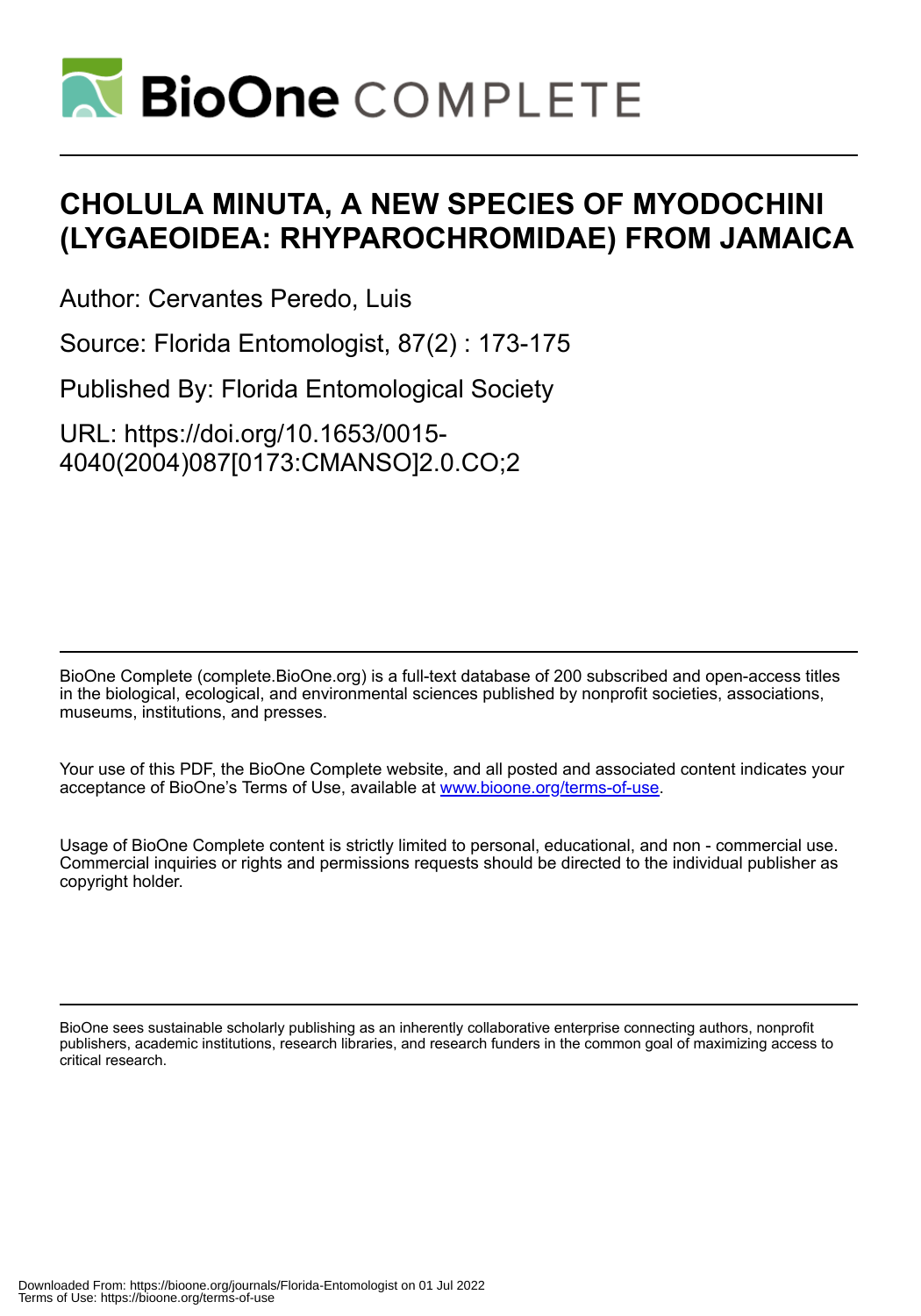# CHOLULA MINUTA, A NEW SPECIES OF MYODOCHINI (LYGAEOIDEA: RHYPAROCHROMIDAE) FROM JAMAICA

Author: Cervantes Peredo, Luis

Source: Florida Entomologist, 87(2) : 173-175

Published By: Florida Entomological Society

URL: https://doi.org/10.1653/0015-4040(2004)087[0173:CMANSO]2.0.CO;2

BioOne Complete (complete.BioOne.org) is a full-text database of 200 subscribed and open-access titles in the biological, ecological, and environmental sciences published by nonprofit societies, associations, museums, institutions, and presses.

Your use of this PDF, the BioOne Complete website, and all posted and associated content indicates your acceptance of BioOne's Terms of Use, available at www.bioone.org/terms-of-use.

Usage of BioOne Complete content is strictly limited to personal, educational, and non - commercial use. Commercial inquiries or rights and permissions requests should be directed to the individual publisher as copyright holder.

BioOne sees sustainable scholarly publishing as an inherently collaborative enterprise connecting authors, nonprofit publishers, academic institutions, research libraries, and research funders in the common goal of maximizing access to critical research.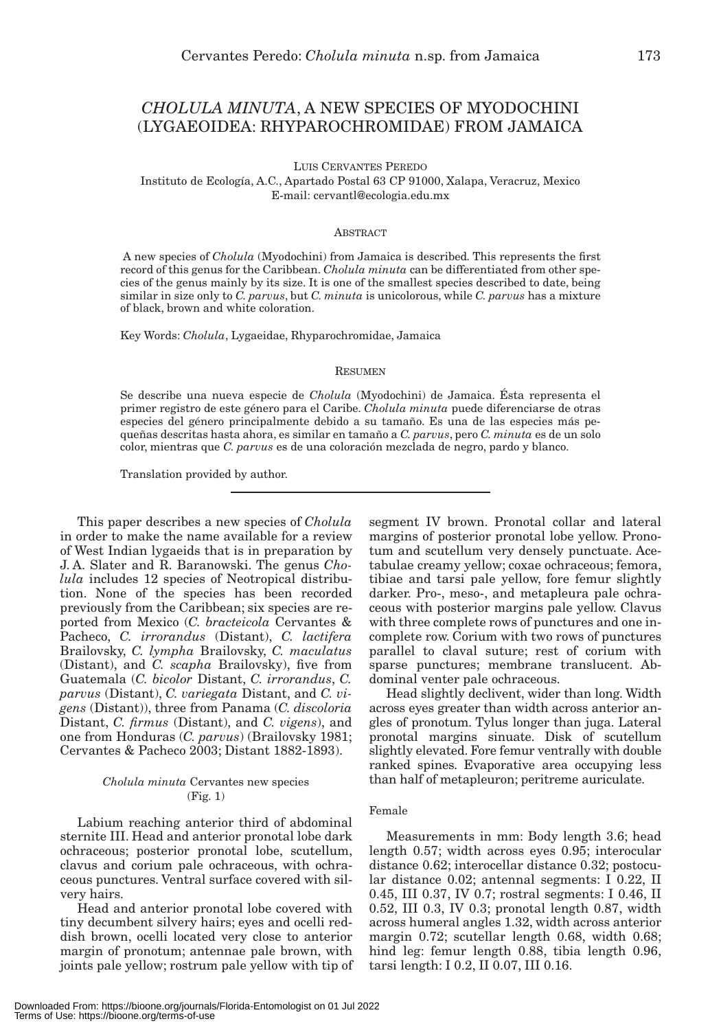# *CHOLULA MINUTA*, A NEW SPECIES OF MYODOCHINI (LYGAEOIDEA: RHYPAROCHROMIDAE) FROM JAMAICA

LUIS CERVANTES PEREDO

Instituto de Ecología, A.C., Apartado Postal 63 CP 91000, Xalapa, Veracruz, Mexico
E-mail: cervantl@ecologia.edu.mx

## ABSTRACT

A new species of *Cholula* (Myodochini) from Jamaica is described. This represents the first record of this genus for the Caribbean. *Cholula minuta* can be differentiated from other species of the genus mainly by its size. It is one of the smallest species described to date, being similar in size only to *C. parvus*, but *C. minuta* is unicolorous, while *C. parvus* has a mixture of black, brown and white coloration.

Key Words: *Cholula*, Lygaeidae, Rhyparochromidae, Jamaica

## RESUMEN

Se describe una nueva especie de *Cholula* (Myodochini) de Jamaica. Ésta representa el primer registro de este género para el Caribe. *Cholula minuta* puede diferenciarse de otras especies del género principalmente debido a su tamaño. Es una de las especies más pequeñas descritas hasta ahora, es similar en tamaño a *C. parvus*, pero *C. minuta* es de un solo color, mientras que *C. parvus* es de una coloración mezclada de negro, pardo y blanco.

Translation provided by author.

---

This paper describes a new species of *Cholula* in order to make the name available for a review of West Indian lygaeids that is in preparation by J. A. Slater and R. Baranowski. The genus *Cholula* includes 12 species of Neotropical distribution. None of the species has been recorded previously from the Caribbean; six species are reported from Mexico (*C. bracteicola* Cervantes & Pacheco, *C. irrorandus* (Distant), *C. lactifera* Brailovsky, *C. lympha* Brailovsky, *C. maculatus* (Distant), and *C. scapha* Brailovsky), five from Guatemala (*C. bicolor* Distant, *C. irrorandus*, *C. parvus* (Distant), *C. variegata* Distant, and *C. vigens* (Distant)), three from Panama (*C. discoloria* Distant, *C. firmus* (Distant), and *C. vigens*), and one from Honduras (*C. parvus*) (Brailovsky 1981; Cervantes & Pacheco 2003; Distant 1882-1893).

### *Cholula minuta* Cervantes new species (Fig. 1)

Labium reaching anterior third of abdominal sternite III. Head and anterior pronotal lobe dark ochraceous; posterior pronotal lobe, scutellum, clavus and corium pale ochraceous, with ochraceous punctures. Ventral surface covered with silvery hairs.

Head and anterior pronotal lobe covered with tiny decumbent silvery hairs; eyes and ocelli reddish brown, ocelli located very close to anterior margin of pronotum; antennae pale brown, with joints pale yellow; rostrum pale yellow with tip of segment IV brown. Pronotal collar and lateral margins of posterior pronotal lobe yellow. Pronotum and scutellum very densely punctuate. Acetabulae creamy yellow; coxae ochraceous; femora, tibiae and tarsi pale yellow, fore femur slightly darker. Pro-, meso-, and metapleura pale ochraceous with posterior margins pale yellow. Clavus with three complete rows of punctures and one incomplete row. Corium with two rows of punctures parallel to claval suture; rest of corium with sparse punctures; membrane translucent. Abdominal venter pale ochraceous.

Head slightly declivent, wider than long. Width across eyes greater than width across anterior angles of pronotum. Tylus longer than juga. Lateral pronotal margins sinuate. Disk of scutellum slightly elevated. Fore femur ventrally with double ranked spines. Evaporative area occupying less than half of metapleuron; peritreme auriculate.

#### Female

Measurements in mm: Body length 3.6; head length 0.57; width across eyes 0.95; interocular distance 0.62; interocellar distance 0.32; postocular distance 0.02; antennal segments: I 0.22, II 0.45, III 0.37, IV 0.7; rostral segments: I 0.46, II 0.52, III 0.3, IV 0.3; pronotal length 0.87, width across humeral angles 1.32, width across anterior margin 0.72; scutellar length 0.68, width 0.68; hind leg: femur length 0.88, tibia length 0.96, tarsi length: I 0.2, II 0.07, III 0.16.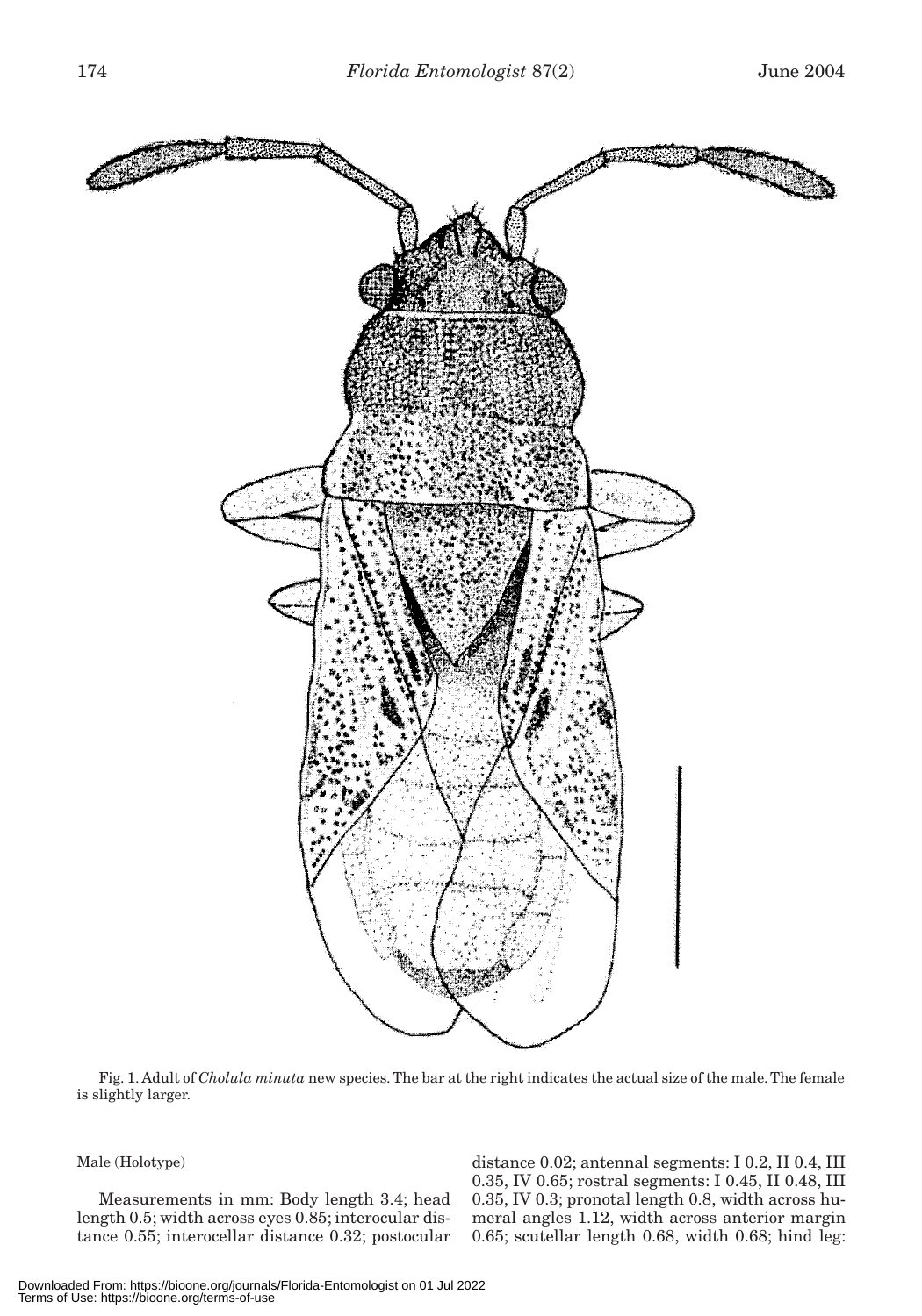Fig. 1. Adult of *Cholula minuta* new species. The bar at the right indicates the actual size of the male. The female is slightly larger.

Male (Holotype)

Measurements in mm: Body length 3.4; head length 0.5; width across eyes 0.85; interocular distance 0.55; interocellar distance 0.32; postocular distance 0.02; antennal segments: I 0.2, II 0.4, III 0.35, IV 0.65; rostral segments: I 0.45, II 0.48, III 0.35, IV 0.3; pronotal length 0.8, width across humeral angles 1.12, width across anterior margin 0.65; scutellar length 0.68, width 0.68; hind leg: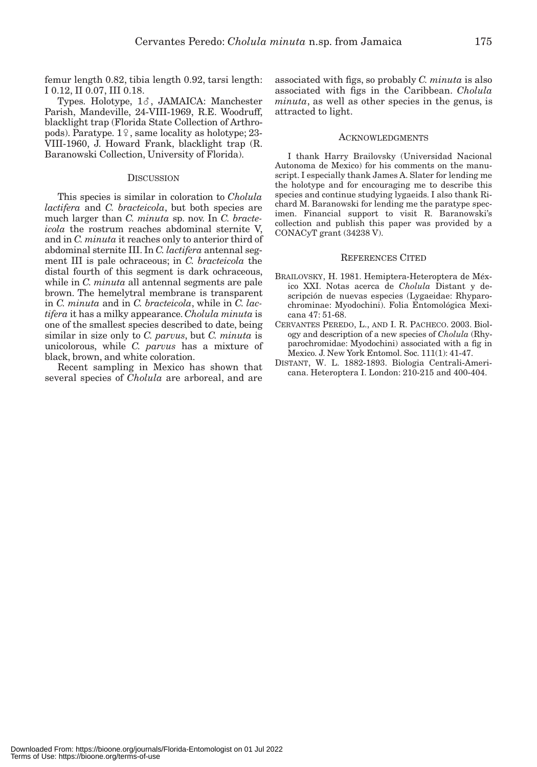femur length 0.82, tibia length 0.92, tarsi length: I 0.12, II 0.07, III 0.18.

Types. Holotype, 1♂, JAMAICA: Manchester Parish, Mandeville, 24-VIII-1969, R.E. Woodruff, blacklight trap (Florida State Collection of Arthropods). Paratype. 1♀, same locality as holotype; 23-VIII-1960, J. Howard Frank, blacklight trap (R. Baranowski Collection, University of Florida).

## Discussion

This species is similar in coloration to *Cholula lactifera* and *C. bracteicola*, but both species are much larger than *C. minuta* sp. nov. In *C. bracteicola* the rostrum reaches abdominal sternite V, and in *C. minuta* it reaches only to anterior third of abdominal sternite III. In *C. lactifera* antennal segment III is pale ochraceous; in *C. bracteicola* the distal fourth of this segment is dark ochraceous, while in *C. minuta* all antennal segments are pale brown. The hemelytral membrane is transparent in *C. minuta* and in *C. bracteicola*, while in *C. lactifera* it has a milky appearance. *Cholula minuta* is one of the smallest species described to date, being similar in size only to *C. parvus*, but *C. minuta* is unicolorous, while *C. parvus* has a mixture of black, brown, and white coloration.

Recent sampling in Mexico has shown that several species of *Cholula* are arboreal, and are associated with figs, so probably *C. minuta* is also associated with figs in the Caribbean. *Cholula minuta*, as well as other species in the genus, is attracted to light.

## Acknowledgments

I thank Harry Brailovsky (Universidad Nacional Autonoma de Mexico) for his comments on the manuscript. I especially thank James A. Slater for lending me the holotype and for encouraging me to describe this species and continue studying lygaeids. I also thank Richard M. Baranowski for lending me the paratype specimen. Financial support to visit R. Baranowski's collection and publish this paper was provided by a CONACyT grant (34238 V).

## References Cited

Brailovsky, H. 1981. Hemiptera-Heteroptera de México XXI. Notas acerca de *Cholula* Distant y descripción de nuevas especies (Lygaeidae: Rhyparochrominae: Myodochini). Folia Entomológica Mexicana 47: 51-68.

Cervantes Peredo, L., and I. R. Pacheco. 2003. Biology and description of a new species of *Cholula* (Rhyparochromidae: Myodochini) associated with a fig in Mexico. J. New York Entomol. Soc. 111(1): 41-47.

Distant, W. L. 1882-1893. Biologia Centrali-Americana. Heteroptera I. London: 210-215 and 400-404.